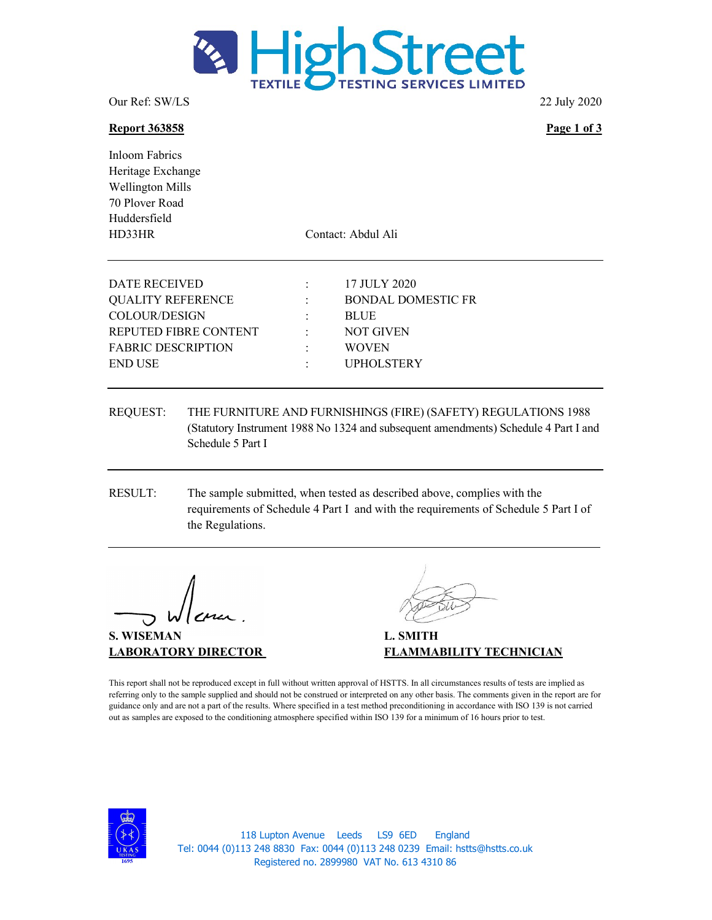HighStreet TEXTILE TESTING SERVICES LIMITED

Our Ref: SW/LS

22 July 2020

**Report 363858**

Inloom Fabrics
Heritage Exchange
Wellington Mills
70 Plover Road
Huddersfield
HD33HR

Contact: Abdul Ali

| | | |
|---|---|---|
| DATE RECEIVED | : | 17 JULY 2020 |
| QUALITY REFERENCE | : | BONDAL DOMESTIC FR |
| COLOUR/DESIGN | : | BLUE |
| REPUTED FIBRE CONTENT | : | NOT GIVEN |
| FABRIC DESCRIPTION | : | WOVEN |
| END USE | : | UPHOLSTERY |

REQUEST: THE FURNITURE AND FURNISHINGS (FIRE) (SAFETY) REGULATIONS 1988 (Statutory Instrument 1988 No 1324 and subsequent amendments) Schedule 4 Part I and Schedule 5 Part I

RESULT: The sample submitted, when tested as described above, complies with the requirements of Schedule 4 Part I and with the requirements of Schedule 5 Part I of the Regulations.

**S. WISEMAN**
**LABORATORY DIRECTOR**

**L. SMITH**
**FLAMMABILITY TECHNICIAN**

This report shall not be reproduced except in full without written approval of HSTTS. In all circumstances results of tests are implied as referring only to the sample supplied and should not be construed or interpreted on any other basis. The comments given in the report are for guidance only and are not a part of the results. Where specified in a test method preconditioning in accordance with ISO 139 is not carried out as samples are exposed to the conditioning atmosphere specified within ISO 139 for a minimum of 16 hours prior to test.

UKAS TESTING 1695

118 Lupton Avenue Leeds LS9 6ED England
Tel: 0044 (0)113 248 8830 Fax: 0044 (0)113 248 0239 Email: hstts@hstts.co.uk
Registered no. 2899980 VAT No. 613 4310 86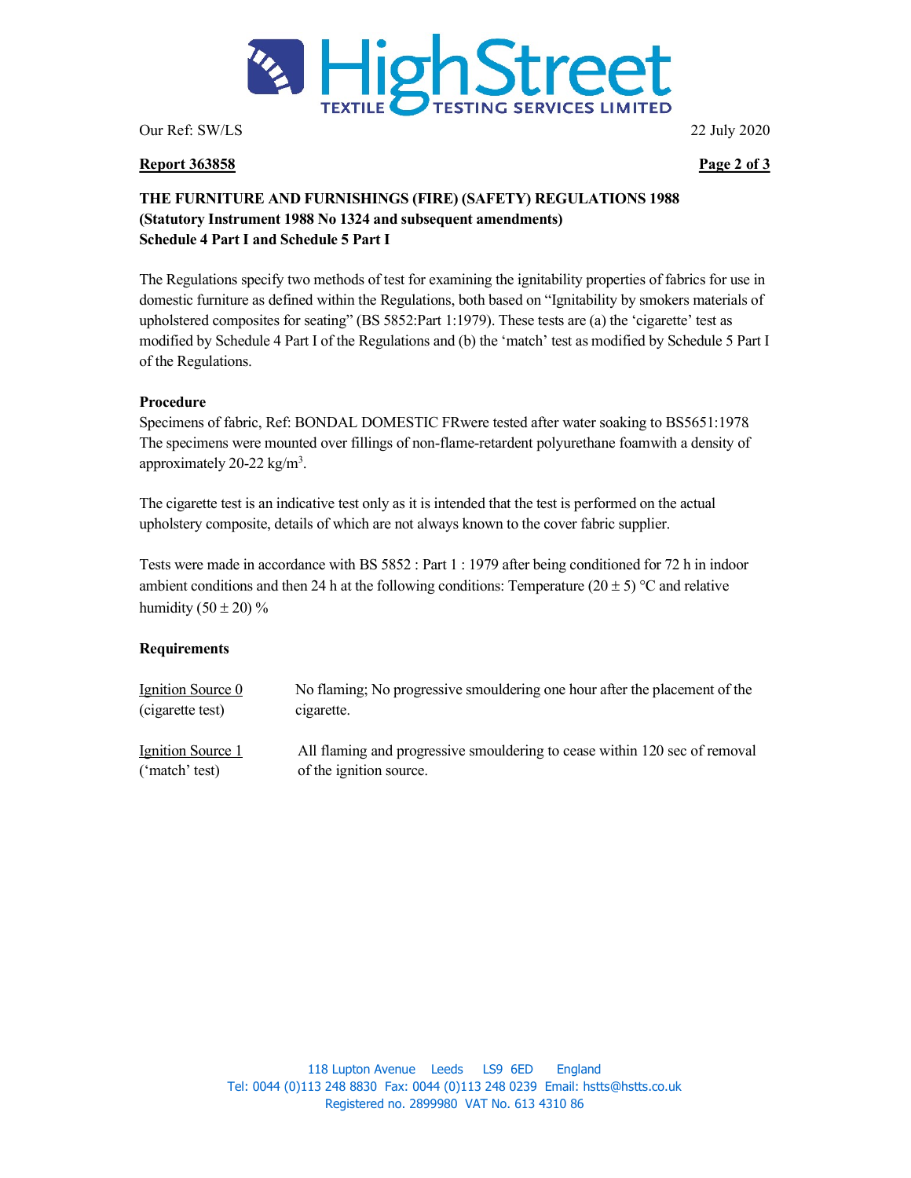Our Ref: SW/LS 22 July 2020

**Report 363858**

**THE FURNITURE AND FURNISHINGS (FIRE) (SAFETY) REGULATIONS 1988**
**(Statutory Instrument 1988 No 1324 and subsequent amendments)**
**Schedule 4 Part I and Schedule 5 Part I**

The Regulations specify two methods of test for examining the ignitability properties of fabrics for use in domestic furniture as defined within the Regulations, both based on "Ignitability by smokers materials of upholstered composites for seating" (BS 5852:Part 1:1979). These tests are (a) the 'cigarette' test as modified by Schedule 4 Part I of the Regulations and (b) the 'match' test as modified by Schedule 5 Part I of the Regulations.

**Procedure**

Specimens of fabric, Ref: BONDAL DOMESTIC FRwere tested after water soaking to BS5651:1978 The specimens were mounted over fillings of non-flame-retardent polyurethane foamwith a density of approximately 20-22 kg/m$^3$.

The cigarette test is an indicative test only as it is intended that the test is performed on the actual upholstery composite, details of which are not always known to the cover fabric supplier.

Tests were made in accordance with BS 5852 : Part 1 : 1979 after being conditioned for 72 h in indoor ambient conditions and then 24 h at the following conditions: Temperature (20 ± 5) °C and relative humidity (50 ± 20) %

**Requirements**

| | |
|---|---|
| Ignition Source 0 (cigarette test) | No flaming; No progressive smouldering one hour after the placement of the cigarette. |
| Ignition Source 1 ('match' test) | All flaming and progressive smouldering to cease within 120 sec of removal of the ignition source. |

118 Lupton Avenue Leeds LS9 6ED England
Tel: 0044 (0)113 248 8830 Fax: 0044 (0)113 248 0239 Email: hstts@hstts.co.uk
Registered no. 2899980 VAT No. 613 4310 86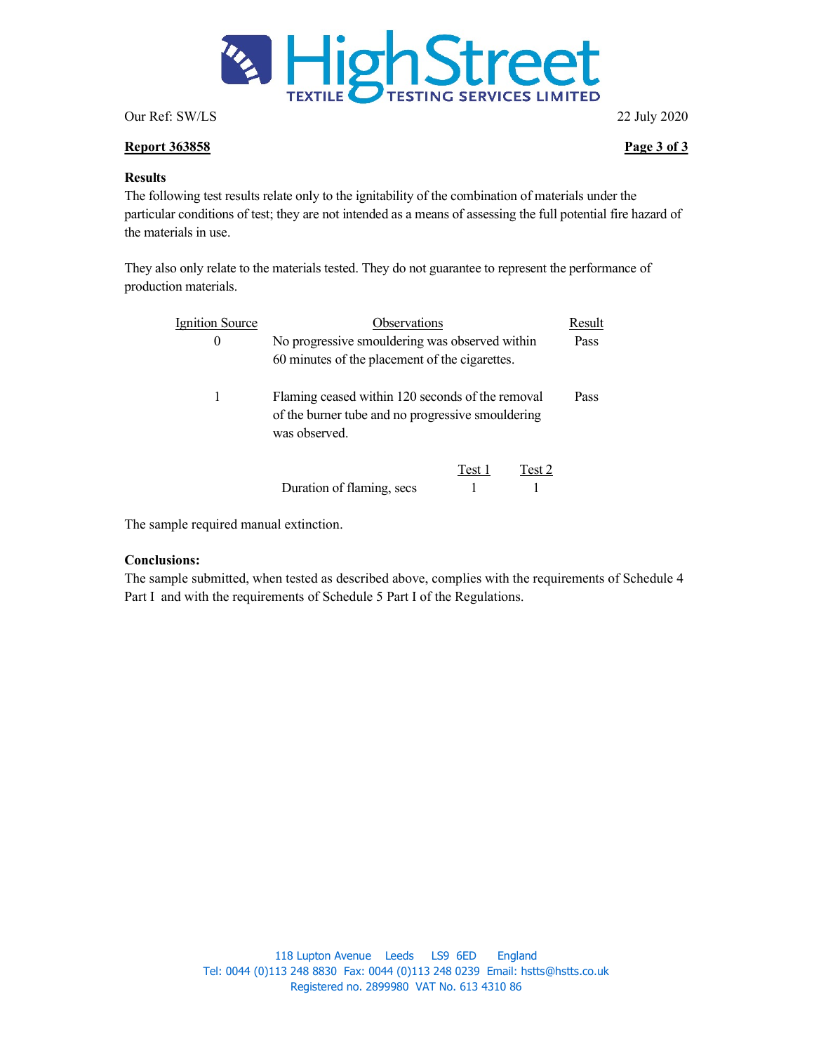Our Ref: SW/LS 22 July 2020

**Report 363858**

**Results**

The following test results relate only to the ignitability of the combination of materials under the particular conditions of test; they are not intended as a means of assessing the full potential fire hazard of the materials in use.

They also only relate to the materials tested. They do not guarantee to represent the performance of production materials.

| Ignition Source | Observations | Result |
|---|---|---|
| 0 | No progressive smouldering was observed within 60 minutes of the placement of the cigarettes. | Pass |
| 1 | Flaming ceased within 120 seconds of the removal of the burner tube and no progressive smouldering was observed. | Pass |

| | Test 1 | Test 2 |
|---|---|---|
| Duration of flaming, secs | 1 | 1 |

The sample required manual extinction.

**Conclusions:**

The sample submitted, when tested as described above, complies with the requirements of Schedule 4 Part I and with the requirements of Schedule 5 Part I of the Regulations.

118 Lupton Avenue Leeds LS9 6ED England
Tel: 0044 (0)113 248 8830 Fax: 0044 (0)113 248 0239 Email: hstts@hstts.co.uk
Registered no. 2899980 VAT No. 613 4310 86